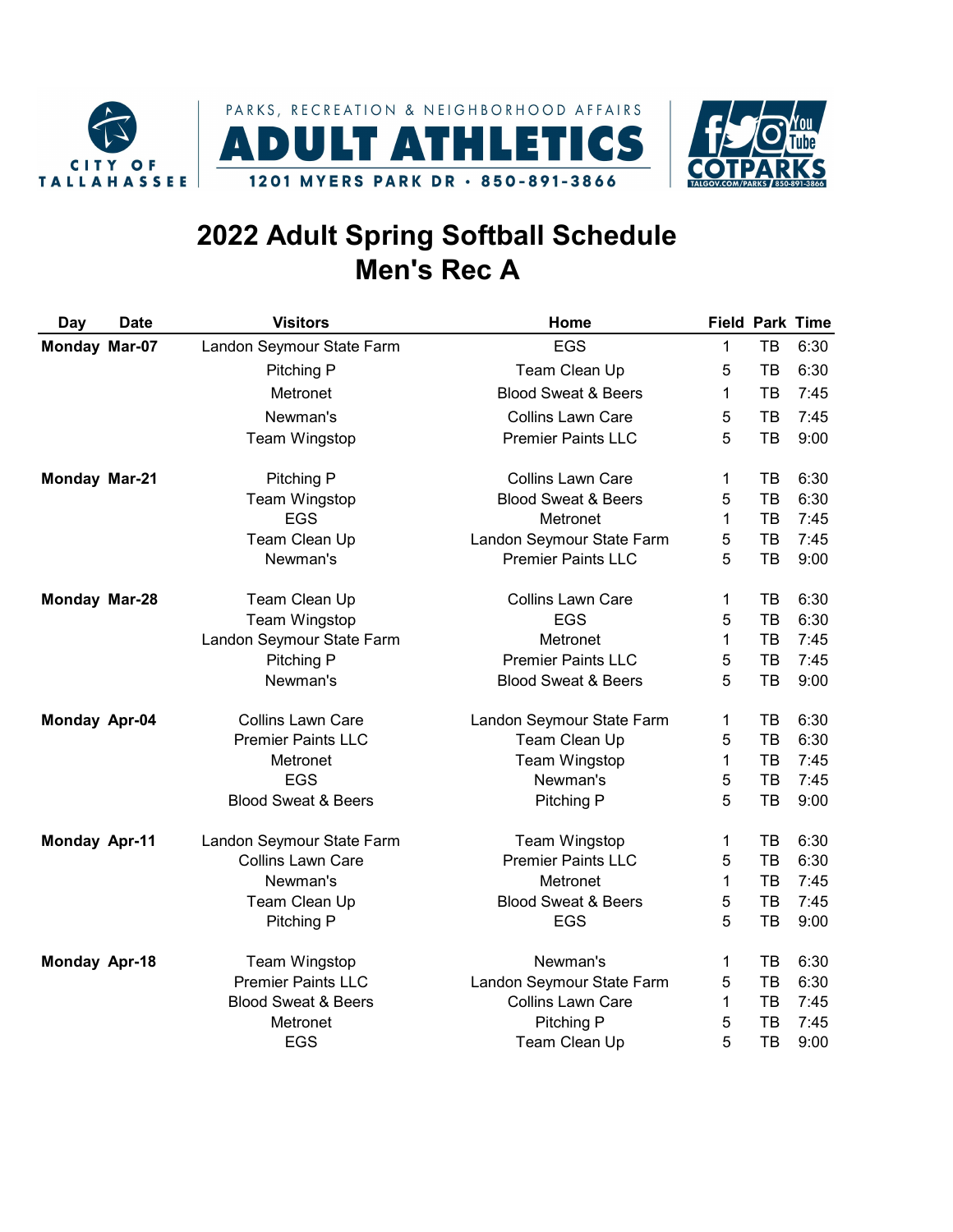CITY OF TALLAHASSEE

PARKS, RECREATION & NEIGHBORHOOD AFFAIRS

ADULT ATHLETICS

1201 MYERS PARK DR • 850-891-3866

COTPARKS

TALGOV.COM/PARKS 850-891-3866

# 2022 Adult Spring Softball Schedule
# Men's Rec A

| Day | Date | Visitors | Home | Field | Park | Time |
|---|---|---|---|---|---|---|
| **Monday** | **Mar-07** | Landon Seymour State Farm | EGS | 1 | TB | 6:30 |
| | | Pitching P | Team Clean Up | 5 | TB | 6:30 |
| | | Metronet | Blood Sweat & Beers | 1 | TB | 7:45 |
| | | Newman's | Collins Lawn Care | 5 | TB | 7:45 |
| | | Team Wingstop | Premier Paints LLC | 5 | TB | 9:00 |
| **Monday** | **Mar-21** | Pitching P | Collins Lawn Care | 1 | TB | 6:30 |
| | | Team Wingstop | Blood Sweat & Beers | 5 | TB | 6:30 |
| | | EGS | Metronet | 1 | TB | 7:45 |
| | | Team Clean Up | Landon Seymour State Farm | 5 | TB | 7:45 |
| | | Newman's | Premier Paints LLC | 5 | TB | 9:00 |
| **Monday** | **Mar-28** | Team Clean Up | Collins Lawn Care | 1 | TB | 6:30 |
| | | Team Wingstop | EGS | 5 | TB | 6:30 |
| | | Landon Seymour State Farm | Metronet | 1 | TB | 7:45 |
| | | Pitching P | Premier Paints LLC | 5 | TB | 7:45 |
| | | Newman's | Blood Sweat & Beers | 5 | TB | 9:00 |
| **Monday** | **Apr-04** | Collins Lawn Care | Landon Seymour State Farm | 1 | TB | 6:30 |
| | | Premier Paints LLC | Team Clean Up | 5 | TB | 6:30 |
| | | Metronet | Team Wingstop | 1 | TB | 7:45 |
| | | EGS | Newman's | 5 | TB | 7:45 |
| | | Blood Sweat & Beers | Pitching P | 5 | TB | 9:00 |
| **Monday** | **Apr-11** | Landon Seymour State Farm | Team Wingstop | 1 | TB | 6:30 |
| | | Collins Lawn Care | Premier Paints LLC | 5 | TB | 6:30 |
| | | Newman's | Metronet | 1 | TB | 7:45 |
| | | Team Clean Up | Blood Sweat & Beers | 5 | TB | 7:45 |
| | | Pitching P | EGS | 5 | TB | 9:00 |
| **Monday** | **Apr-18** | Team Wingstop | Newman's | 1 | TB | 6:30 |
| | | Premier Paints LLC | Landon Seymour State Farm | 5 | TB | 6:30 |
| | | Blood Sweat & Beers | Collins Lawn Care | 1 | TB | 7:45 |
| | | Metronet | Pitching P | 5 | TB | 7:45 |
| | | EGS | Team Clean Up | 5 | TB | 9:00 |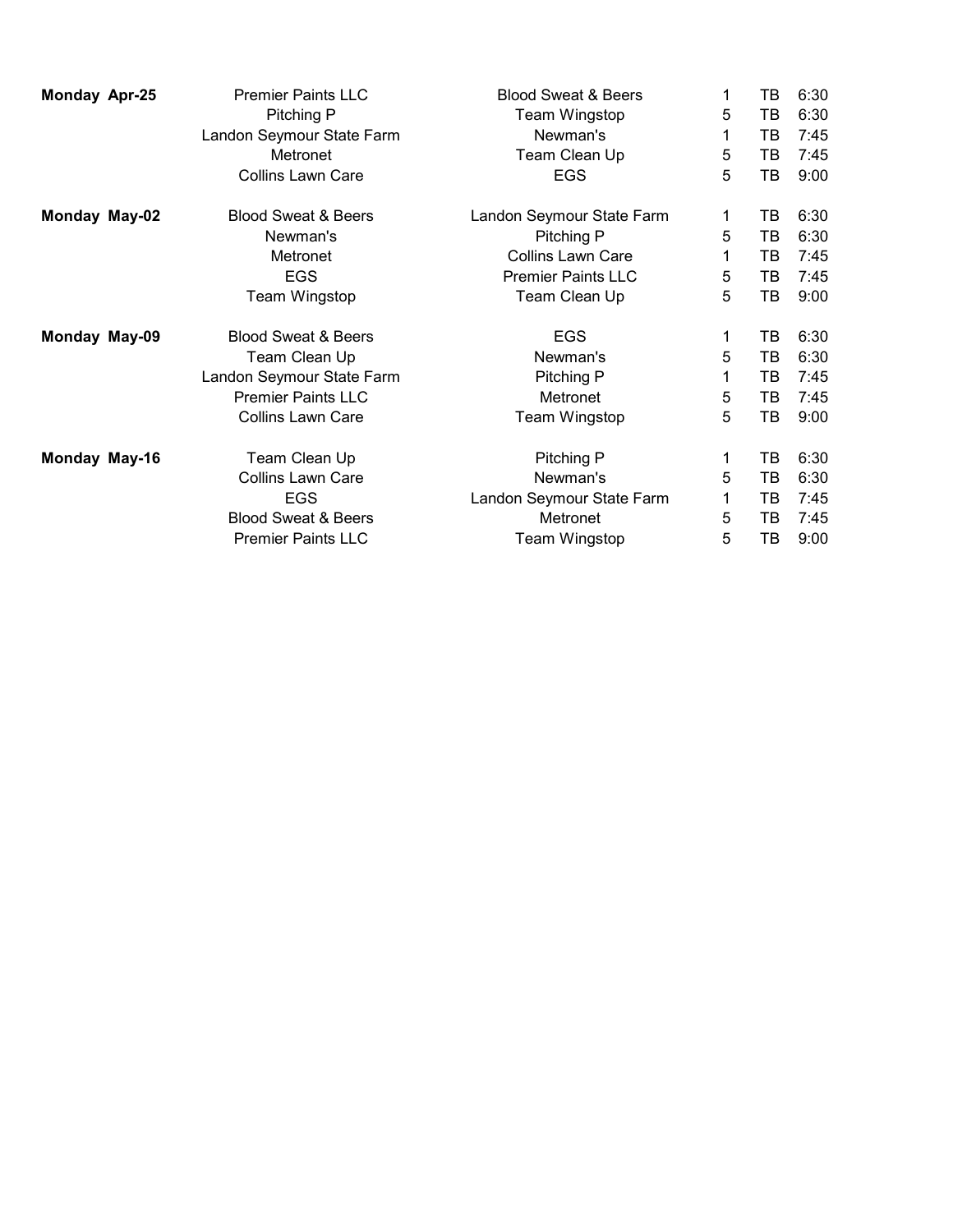| | | | | | |
|---|---|---|---|---|---|
| **Monday Apr-25** | Premier Paints LLC | Blood Sweat & Beers | 1 | TB | 6:30 |
| | Pitching P | Team Wingstop | 5 | TB | 6:30 |
| | Landon Seymour State Farm | Newman's | 1 | TB | 7:45 |
| | Metronet | Team Clean Up | 5 | TB | 7:45 |
| | Collins Lawn Care | EGS | 5 | TB | 9:00 |
| **Monday May-02** | Blood Sweat & Beers | Landon Seymour State Farm | 1 | TB | 6:30 |
| | Newman's | Pitching P | 5 | TB | 6:30 |
| | Metronet | Collins Lawn Care | 1 | TB | 7:45 |
| | EGS | Premier Paints LLC | 5 | TB | 7:45 |
| | Team Wingstop | Team Clean Up | 5 | TB | 9:00 |
| **Monday May-09** | Blood Sweat & Beers | EGS | 1 | TB | 6:30 |
| | Team Clean Up | Newman's | 5 | TB | 6:30 |
| | Landon Seymour State Farm | Pitching P | 1 | TB | 7:45 |
| | Premier Paints LLC | Metronet | 5 | TB | 7:45 |
| | Collins Lawn Care | Team Wingstop | 5 | TB | 9:00 |
| **Monday May-16** | Team Clean Up | Pitching P | 1 | TB | 6:30 |
| | Collins Lawn Care | Newman's | 5 | TB | 6:30 |
| | EGS | Landon Seymour State Farm | 1 | TB | 7:45 |
| | Blood Sweat & Beers | Metronet | 5 | TB | 7:45 |
| | Premier Paints LLC | Team Wingstop | 5 | TB | 9:00 |